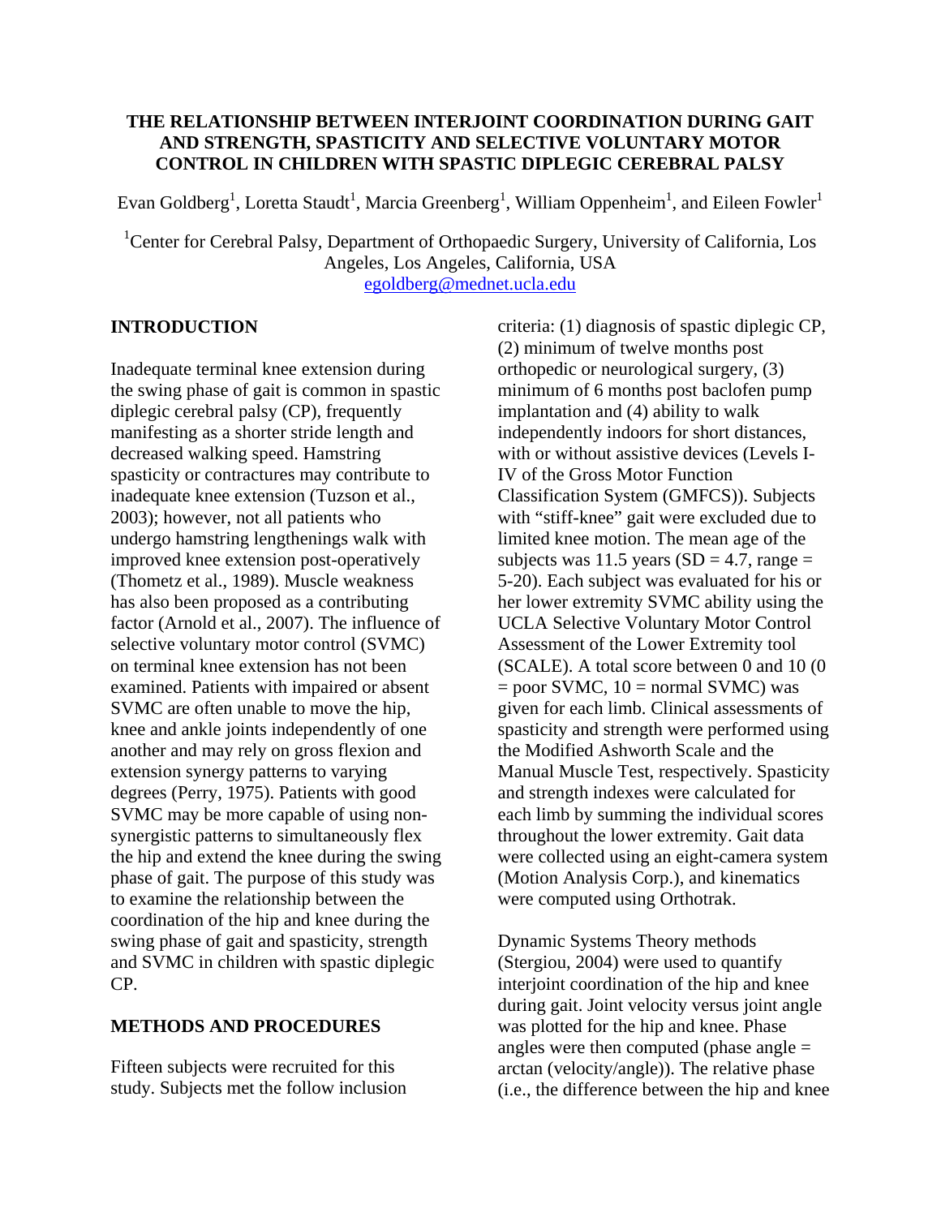# THE RELATIONSHIP BETWEEN INTERJOINT COORDINATION DURING GAIT AND STRENGTH, SPASTICITY AND SELECTIVE VOLUNTARY MOTOR CONTROL IN CHILDREN WITH SPASTIC DIPLEGIC CEREBRAL PALSY

Evan Goldberg[1], Loretta Staudt[1], Marcia Greenberg[1], William Oppenheim[1], and Eileen Fowler[1]

[1]Center for Cerebral Palsy, Department of Orthopaedic Surgery, University of California, Los Angeles, Los Angeles, California, USA
egoldberg@mednet.ucla.edu

## INTRODUCTION

Inadequate terminal knee extension during the swing phase of gait is common in spastic diplegic cerebral palsy (CP), frequently manifesting as a shorter stride length and decreased walking speed. Hamstring spasticity or contractures may contribute to inadequate knee extension (Tuzson et al., 2003); however, not all patients who undergo hamstring lengthenings walk with improved knee extension post-operatively (Thometz et al., 1989). Muscle weakness has also been proposed as a contributing factor (Arnold et al., 2007). The influence of selective voluntary motor control (SVMC) on terminal knee extension has not been examined. Patients with impaired or absent SVMC are often unable to move the hip, knee and ankle joints independently of one another and may rely on gross flexion and extension synergy patterns to varying degrees (Perry, 1975). Patients with good SVMC may be more capable of using non-synergistic patterns to simultaneously flex the hip and extend the knee during the swing phase of gait. The purpose of this study was to examine the relationship between the coordination of the hip and knee during the swing phase of gait and spasticity, strength and SVMC in children with spastic diplegic CP.

## METHODS AND PROCEDURES

Fifteen subjects were recruited for this study. Subjects met the follow inclusion criteria: (1) diagnosis of spastic diplegic CP, (2) minimum of twelve months post orthopedic or neurological surgery, (3) minimum of 6 months post baclofen pump implantation and (4) ability to walk independently indoors for short distances, with or without assistive devices (Levels I-IV of the Gross Motor Function Classification System (GMFCS)). Subjects with "stiff-knee" gait were excluded due to limited knee motion. The mean age of the subjects was 11.5 years (SD = 4.7, range = 5-20). Each subject was evaluated for his or her lower extremity SVMC ability using the UCLA Selective Voluntary Motor Control Assessment of the Lower Extremity tool (SCALE). A total score between 0 and 10 (0 = poor SVMC, 10 = normal SVMC) was given for each limb. Clinical assessments of spasticity and strength were performed using the Modified Ashworth Scale and the Manual Muscle Test, respectively. Spasticity and strength indexes were calculated for each limb by summing the individual scores throughout the lower extremity. Gait data were collected using an eight-camera system (Motion Analysis Corp.), and kinematics were computed using Orthotrak.

Dynamic Systems Theory methods (Stergiou, 2004) were used to quantify interjoint coordination of the hip and knee during gait. Joint velocity versus joint angle was plotted for the hip and knee. Phase angles were then computed (phase angle = arctan (velocity/angle)). The relative phase (i.e., the difference between the hip and knee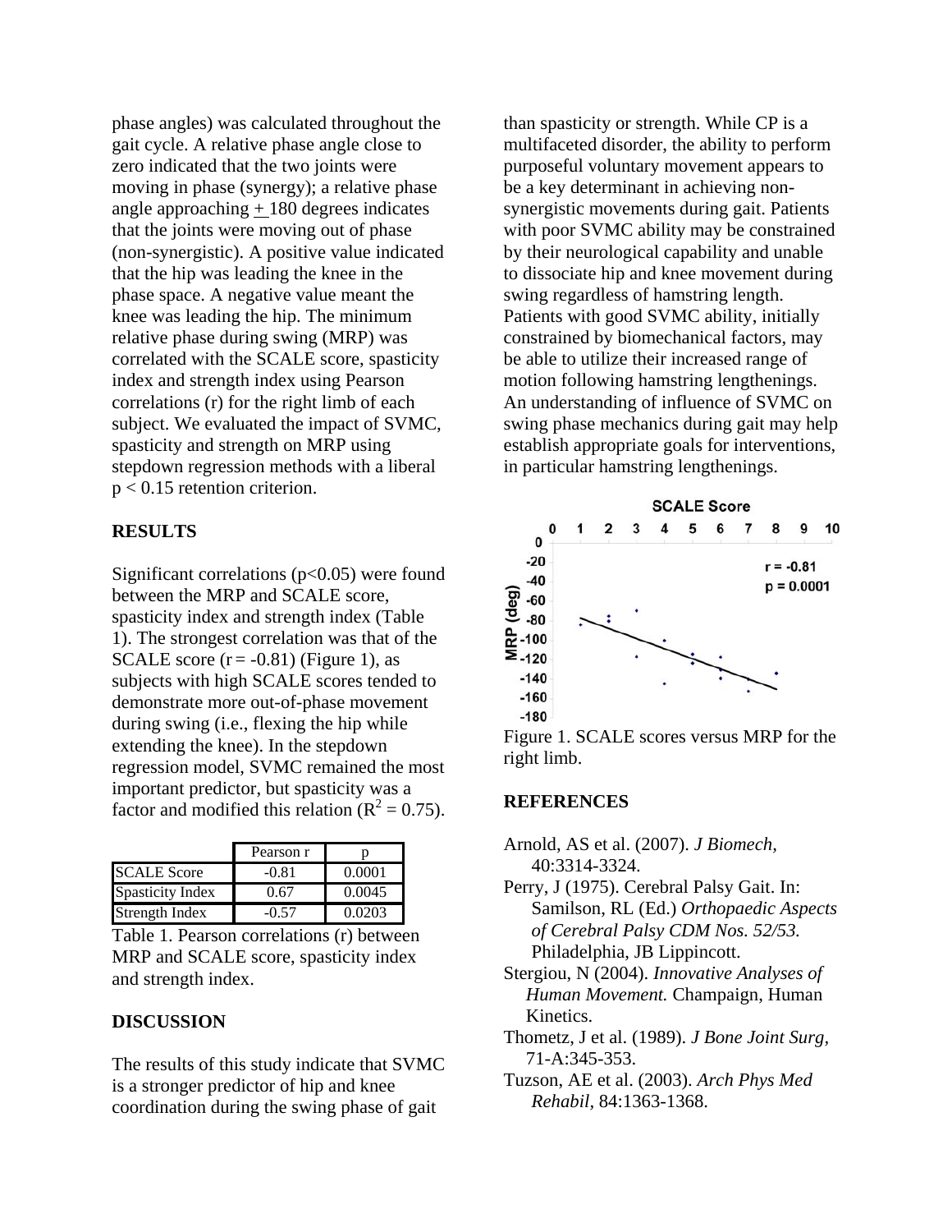phase angles) was calculated throughout the gait cycle. A relative phase angle close to zero indicated that the two joints were moving in phase (synergy); a relative phase angle approaching ± 180 degrees indicates that the joints were moving out of phase (non-synergistic). A positive value indicated that the hip was leading the knee in the phase space. A negative value meant the knee was leading the hip. The minimum relative phase during swing (MRP) was correlated with the SCALE score, spasticity index and strength index using Pearson correlations (r) for the right limb of each subject. We evaluated the impact of SVMC, spasticity and strength on MRP using stepdown regression methods with a liberal $p < 0.15$ retention criterion.

## RESULTS

Significant correlations ($p<0.05$) were found between the MRP and SCALE score, spasticity index and strength index (Table 1). The strongest correlation was that of the SCALE score ($r = -0.81$) (Figure 1), as subjects with high SCALE scores tended to demonstrate more out-of-phase movement during swing (i.e., flexing the hip while extending the knee). In the stepdown regression model, SVMC remained the most important predictor, but spasticity was a factor and modified this relation ($R^2 = 0.75$).

| | Pearson r | p |
|---|---|---|
| SCALE Score | -0.81 | 0.0001 |
| Spasticity Index | 0.67 | 0.0045 |
| Strength Index | -0.57 | 0.0203 |

Table 1. Pearson correlations (r) between MRP and SCALE score, spasticity index and strength index.

## DISCUSSION

The results of this study indicate that SVMC is a stronger predictor of hip and knee coordination during the swing phase of gait than spasticity or strength. While CP is a multifaceted disorder, the ability to perform purposeful voluntary movement appears to be a key determinant in achieving non-synergistic movements during gait. Patients with poor SVMC ability may be constrained by their neurological capability and unable to dissociate hip and knee movement during swing regardless of hamstring length. Patients with good SVMC ability, initially constrained by biomechanical factors, may be able to utilize their increased range of motion following hamstring lengthenings. An understanding of influence of SVMC on swing phase mechanics during gait may help establish appropriate goals for interventions, in particular hamstring lengthenings.

SCALE Score

0 1 2 3 4 5 6 7 8 9 10

MRP (deg)

0 -20 -40 -60 -80 -100 -120 -140 -160 -180

r = -0.81

p = 0.0001

Figure 1. SCALE scores versus MRP for the right limb.

## REFERENCES

Arnold, AS et al. (2007). *J Biomech*, 40:3314-3324.

Perry, J (1975). Cerebral Palsy Gait. In: Samilson, RL (Ed.) *Orthopaedic Aspects of Cerebral Palsy CDM Nos. 52/53.* Philadelphia, JB Lippincott.

Stergiou, N (2004). *Innovative Analyses of Human Movement.* Champaign, Human Kinetics.

Thometz, J et al. (1989). *J Bone Joint Surg*, 71-A:345-353.

Tuzson, AE et al. (2003). *Arch Phys Med Rehabil*, 84:1363-1368.